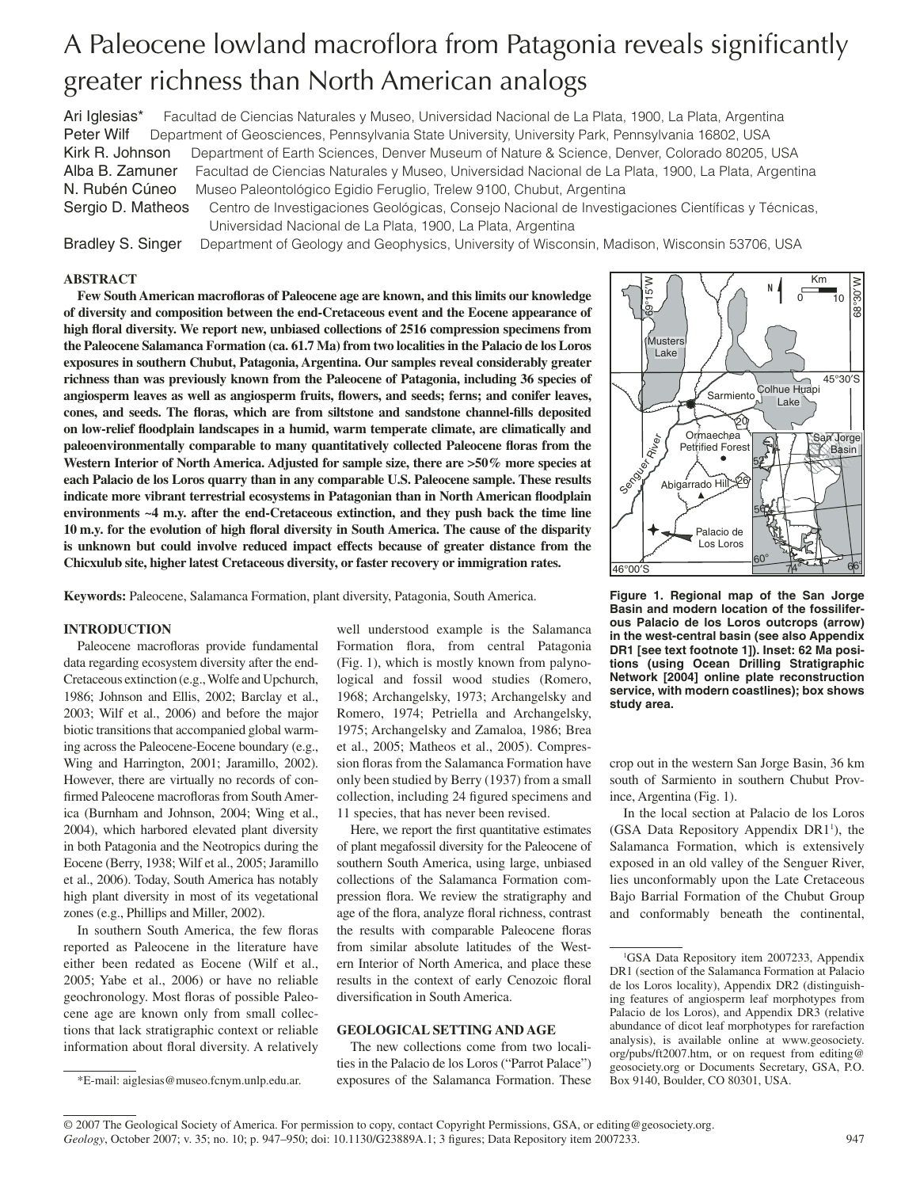# A Paleocene lowland macroflora from Patagonia reveals significantly greater richness than North American analogs

Ari Iglesias* Facultad de Ciencias Naturales y Museo, Universidad Nacional de La Plata, 1900, La Plata, Argentina
Peter Wilf Department of Geosciences, Pennsylvania State University, University Park, Pennsylvania 16802, USA
Kirk R. Johnson Department of Earth Sciences, Denver Museum of Nature & Science, Denver, Colorado 80205, USA
Alba B. Zamuner Facultad de Ciencias Naturales y Museo, Universidad Nacional de La Plata, 1900, La Plata, Argentina
N. Rubén Cúneo Museo Paleontológico Egidio Feruglio, Trelew 9100, Chubut, Argentina
Sergio D. Matheos Centro de Investigaciones Geológicas, Consejo Nacional de Investigaciones Científicas y Técnicas, Universidad Nacional de La Plata, 1900, La Plata, Argentina
Bradley S. Singer Department of Geology and Geophysics, University of Wisconsin, Madison, Wisconsin 53706, USA

## ABSTRACT

**Few South American macrofloras of Paleocene age are known, and this limits our knowledge of diversity and composition between the end-Cretaceous event and the Eocene appearance of high floral diversity. We report new, unbiased collections of 2516 compression specimens from the Paleocene Salamanca Formation (ca. 61.7 Ma) from two localities in the Palacio de los Loros exposures in southern Chubut, Patagonia, Argentina. Our samples reveal considerably greater richness than was previously known from the Paleocene of Patagonia, including 36 species of angiosperm leaves as well as angiosperm fruits, flowers, and seeds; ferns; and conifer leaves, cones, and seeds. The floras, which are from siltstone and sandstone channel-fills deposited on low-relief floodplain landscapes in a humid, warm temperate climate, are climatically and paleoenvironmentally comparable to many quantitatively collected Paleocene floras from the Western Interior of North America. Adjusted for sample size, there are >50% more species at each Palacio de los Loros quarry than in any comparable U.S. Paleocene sample. These results indicate more vibrant terrestrial ecosystems in Patagonian than in North American floodplain environments ~4 m.y. after the end-Cretaceous extinction, and they push back the time line 10 m.y. for the evolution of high floral diversity in South America. The cause of the disparity is unknown but could involve reduced impact effects because of greater distance from the Chicxulub site, higher latest Cretaceous diversity, or faster recovery or immigration rates.**

**Keywords:** Paleocene, Salamanca Formation, plant diversity, Patagonia, South America.

## INTRODUCTION

Paleocene macrofloras provide fundamental data regarding ecosystem diversity after the end-Cretaceous extinction (e.g., Wolfe and Upchurch, 1986; Johnson and Ellis, 2002; Barclay et al., 2003; Wilf et al., 2006) and before the major biotic transitions that accompanied global warming across the Paleocene-Eocene boundary (e.g., Wing and Harrington, 2001; Jaramillo, 2002). However, there are virtually no records of confirmed Paleocene macrofloras from South America (Burnham and Johnson, 2004; Wing et al., 2004), which harbored elevated plant diversity in both Patagonia and the Neotropics during the Eocene (Berry, 1938; Wilf et al., 2005; Jaramillo et al., 2006). Today, South America has notably high plant diversity in most of its vegetational zones (e.g., Phillips and Miller, 2002).

In southern South America, the few floras reported as Paleocene in the literature have either been redated as Eocene (Wilf et al., 2005; Yabe et al., 2006) or have no reliable geochronology. Most floras of possible Paleocene age are known only from small collections that lack stratigraphic context or reliable information about floral diversity. A relatively well understood example is the Salamanca Formation flora, from central Patagonia (Fig. 1), which is mostly known from palynological and fossil wood studies (Romero, 1968; Archangelsky, 1973; Archangelsky and Romero, 1974; Petriella and Archangelsky, 1975; Archangelsky and Zamaloa, 1986; Brea et al., 2005; Matheos et al., 2005). Compression floras from the Salamanca Formation have only been studied by Berry (1937) from a small collection, including 24 figured specimens and 11 species, that has never been revised.

Here, we report the first quantitative estimates of plant megafossil diversity for the Paleocene of southern South America, using large, unbiased collections of the Salamanca Formation compression flora. We review the stratigraphy and age of the flora, analyze floral richness, contrast the results with comparable Paleocene floras from similar absolute latitudes of the Western Interior of North America, and place these results in the context of early Cenozoic floral diversification in South America.

## GEOLOGICAL SETTING AND AGE

The new collections come from two localities in the Palacio de los Loros ("Parrot Palace") exposures of the Salamanca Formation. These crop out in the western San Jorge Basin, 36 km south of Sarmiento in southern Chubut Province, Argentina (Fig. 1).

**Figure 1. Regional map of the San Jorge Basin and modern location of the fossiliferous Palacio de los Loros outcrops (arrow) in the west-central basin (see also Appendix DR1 [see text footnote 1]). Inset: 62 Ma positions (using Ocean Drilling Stratigraphic Network [2004] online plate reconstruction service, with modern coastlines); box shows study area.**

In the local section at Palacio de los Loros (GSA Data Repository Appendix DR1[1]), the Salamanca Formation, which is extensively exposed in an old valley of the Senguer River, lies unconformably upon the Late Cretaceous Bajo Barrial Formation of the Chubut Group and conformably beneath the continental,

*E-mail: aiglesias@museo.fcnym.unlp.edu.ar.

[1] GSA Data Repository item 2007233, Appendix DR1 (section of the Salamanca Formation at Palacio de los Loros locality), Appendix DR2 (distinguishing features of angiosperm leaf morphotypes from Palacio de los Loros), and Appendix DR3 (relative abundance of dicot leaf morphotypes for rarefaction analysis), is available online at www.geosociety.org/pubs/ft2007.htm, or on request from editing@geosociety.org or Documents Secretary, GSA, P.O. Box 9140, Boulder, CO 80301, USA.

© 2007 The Geological Society of America. For permission to copy, contact Copyright Permissions, GSA, or editing@geosociety.org.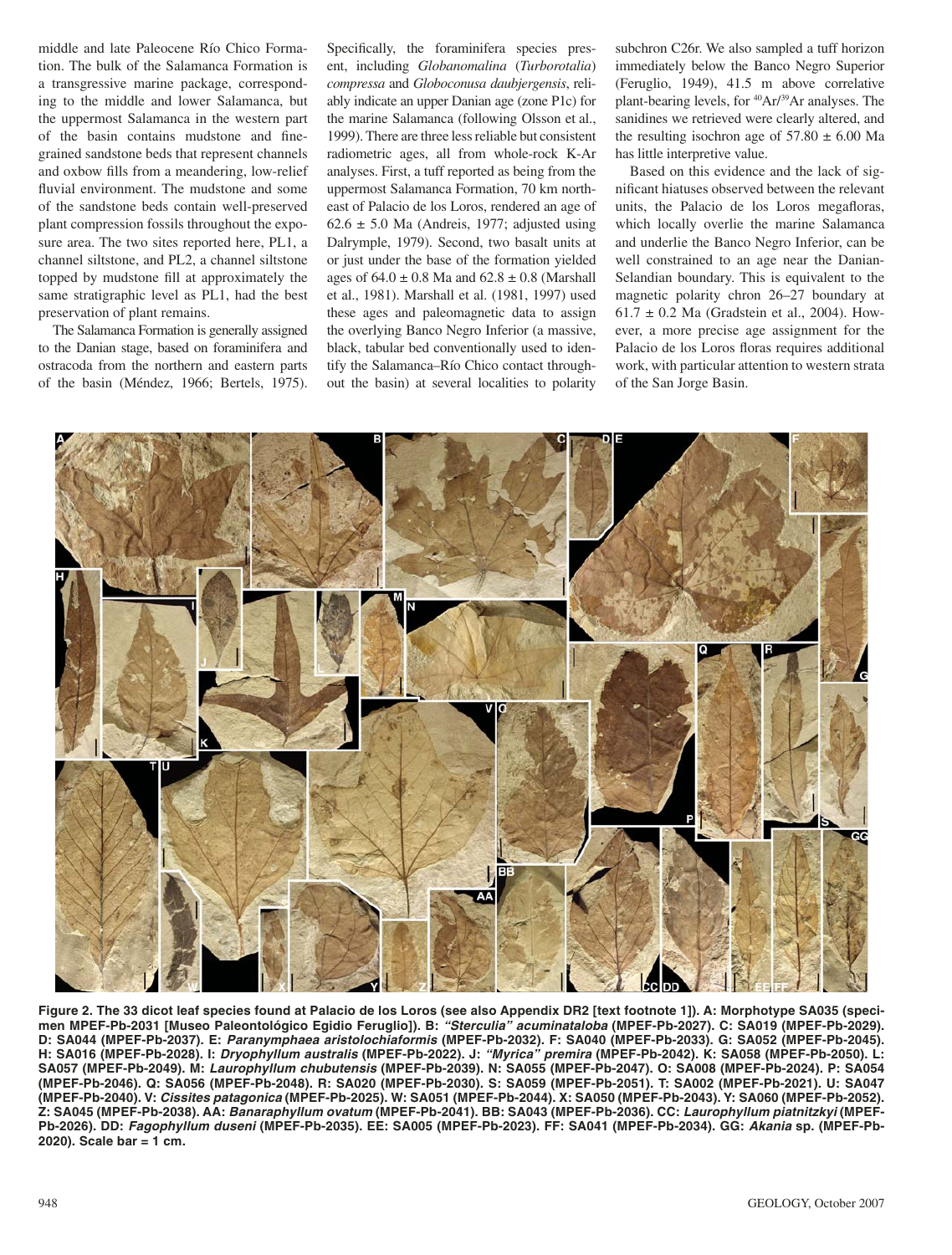middle and late Paleocene Río Chico Formation. The bulk of the Salamanca Formation is a transgressive marine package, corresponding to the middle and lower Salamanca, but the uppermost Salamanca in the western part of the basin contains mudstone and fine-grained sandstone beds that represent channels and oxbow fills from a meandering, low-relief fluvial environment. The mudstone and some of the sandstone beds contain well-preserved plant compression fossils throughout the exposure area. The two sites reported here, PL1, a channel siltstone, and PL2, a channel siltstone topped by mudstone fill at approximately the same stratigraphic level as PL1, had the best preservation of plant remains.

The Salamanca Formation is generally assigned to the Danian stage, based on foraminifera and ostracoda from the northern and eastern parts of the basin (Méndez, 1966; Bertels, 1975). Specifically, the foraminifera species present, including *Globanomalina* (*Turborotalia*) *compressa* and *Globoconusa daubjergensis*, reliably indicate an upper Danian age (zone P1c) for the marine Salamanca (following Olsson et al., 1999). There are three less reliable but consistent radiometric ages, all from whole-rock K-Ar analyses. First, a tuff reported as being from the uppermost Salamanca Formation, 70 km northeast of Palacio de los Loros, rendered an age of 62.6 ± 5.0 Ma (Andreis, 1977; adjusted using Dalrymple, 1979). Second, two basalt units at or just under the base of the formation yielded ages of 64.0 ± 0.8 Ma and 62.8 ± 0.8 (Marshall et al., 1981). Marshall et al. (1981, 1997) used these ages and paleomagnetic data to assign the overlying Banco Negro Inferior (a massive, black, tabular bed conventionally used to identify the Salamanca–Río Chico contact throughout the basin) at several localities to polarity subchron C26r. We also sampled a tuff horizon immediately below the Banco Negro Superior (Feruglio, 1949), 41.5 m above correlative plant-bearing levels, for $^{40}Ar/^{39}Ar$ analyses. The sanidines we retrieved were clearly altered, and the resulting isochron age of 57.80 ± 6.00 Ma has little interpretive value.

Based on this evidence and the lack of significant hiatuses observed between the relevant units, the Palacio de los Loros megafloras, which locally overlie the marine Salamanca and underlie the Banco Negro Inferior, can be well constrained to an age near the Danian-Selandian boundary. This is equivalent to the magnetic polarity chron 26–27 boundary at 61.7 ± 0.2 Ma (Gradstein et al., 2004). However, a more precise age assignment for the Palacio de los Loros floras requires additional work, with particular attention to western strata of the San Jorge Basin.

**Figure 2. The 33 dicot leaf species found at Palacio de los Loros (see also Appendix DR2 [text footnote 1]). A: Morphotype SA035 (specimen MPEF-Pb-2031 [Museo Paleontológico Egidio Feruglio]). B: *"Sterculia" acuminataloba* (MPEF-Pb-2027). C: SA019 (MPEF-Pb-2029). D: SA044 (MPEF-Pb-2037). E: *Paranymphaea aristolochiaformis* (MPEF-Pb-2032). F: SA040 (MPEF-Pb-2033). G: SA052 (MPEF-Pb-2045). H: SA016 (MPEF-Pb-2028). I: *Dryophyllum australis* (MPEF-Pb-2022). J: *"Myrica" premira* (MPEF-Pb-2042). K: SA058 (MPEF-Pb-2050). L: SA057 (MPEF-Pb-2049). M: *Laurophyllum chubutensis* (MPEF-Pb-2039). N: SA055 (MPEF-Pb-2047). O: SA008 (MPEF-Pb-2024). P: SA054 (MPEF-Pb-2046). Q: SA056 (MPEF-Pb-2048). R: SA020 (MPEF-Pb-2030). S: SA059 (MPEF-Pb-2051). T: SA002 (MPEF-Pb-2021). U: SA047 (MPEF-Pb-2040). V: *Cissites patagonica* (MPEF-Pb-2025). W: SA051 (MPEF-Pb-2044). X: SA050 (MPEF-Pb-2043). Y: SA060 (MPEF-Pb-2052). Z: SA045 (MPEF-Pb-2038). AA: *Banaraphyllum ovatum* (MPEF-Pb-2041). BB: SA043 (MPEF-Pb-2036). CC: *Laurophyllum piatnitzkyi* (MPEF-Pb-2026). DD: *Fagophyllum duseni* (MPEF-Pb-2035). EE: SA005 (MPEF-Pb-2023). FF: SA041 (MPEF-Pb-2034). GG: *Akania* sp. (MPEF-Pb-2020). Scale bar = 1 cm.**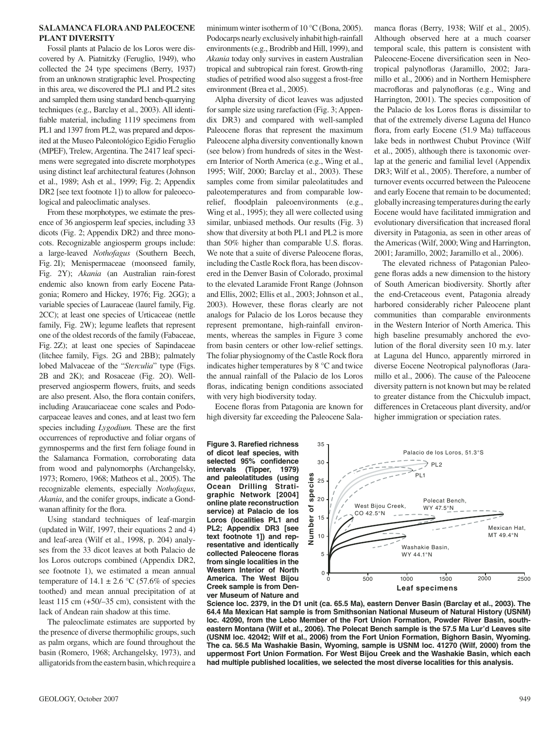## SALAMANCA FLORA AND PALEOCENE PLANT DIVERSITY

Fossil plants at Palacio de los Loros were discovered by A. Piatnitzky (Feruglio, 1949), who collected the 24 type specimens (Berry, 1937) from an unknown stratigraphic level. Prospecting in this area, we discovered the PL1 and PL2 sites and sampled them using standard bench-quarrying techniques (e.g., Barclay et al., 2003). All identifiable material, including 1119 specimens from PL1 and 1397 from PL2, was prepared and deposited at the Museo Paleontológico Egidio Feruglio (MPEF), Trelew, Argentina. The 2417 leaf specimens were segregated into discrete morphotypes using distinct leaf architectural features (Johnson et al., 1989; Ash et al., 1999; Fig. 2; Appendix DR2 [see text footnote 1]) to allow for paleoecological and paleoclimatic analyses.

From these morphotypes, we estimate the presence of 36 angiosperm leaf species, including 33 dicots (Fig. 2; Appendix DR2) and three monocots. Recognizable angiosperm groups include: a large-leaved *Nothofagus* (Southern Beech, Fig. 2I); Menispermaceae (moonseed family, Fig. 2Y); *Akania* (an Australian rain-forest endemic also known from early Eocene Patagonia; Romero and Hickey, 1976; Fig. 2GG); a variable species of Lauraceae (laurel family, Fig. 2CC); at least one species of Urticaceae (nettle family, Fig. 2W); legume leaflets that represent one of the oldest records of the family (Fabaceae, Fig. 2Z); at least one species of Sapindaceae (litchee family, Figs. 2G and 2BB); palmately lobed Malvaceae of the "*Sterculia*" type (Figs. 2B and 2K); and Rosaceae (Fig. 2O). Well-preserved angiosperm flowers, fruits, and seeds are also present. Also, the flora contain conifers, including Araucariaceae cone scales and Podocarpaceae leaves and cones, and at least two fern species including *Lygodium.* These are the first occurrences of reproductive and foliar organs of gymnosperms and the first fern foliage found in the Salamanca Formation, corroborating data from wood and palynomorphs (Archangelsky, 1973; Romero, 1968; Matheos et al., 2005). The recognizable elements, especially *Nothofagus*, *Akania*, and the conifer groups, indicate a Gondwanan affinity for the flora.

Using standard techniques of leaf-margin (updated in Wilf, 1997, their equations 2 and 4) and leaf-area (Wilf et al., 1998, p. 204) analyses from the 33 dicot leaves at both Palacio de los Loros outcrops combined (Appendix DR2, see footnote 1), we estimated a mean annual temperature of 14.1 ± 2.6 °C (57.6% of species toothed) and mean annual precipitation of at least 115 cm (+50/–35 cm), consistent with the lack of Andean rain shadow at this time.

The paleoclimate estimates are supported by the presence of diverse thermophilic groups, such as palm organs, which are found throughout the basin (Romero, 1968; Archangelsky, 1973), and alligatorids from the eastern basin, which require a minimum winter isotherm of 10 °C (Bona, 2005). Podocarps nearly exclusively inhabit high-rainfall environments (e.g., Brodribb and Hill, 1999), and *Akania* today only survives in eastern Australian tropical and subtropical rain forest. Growth-ring studies of petrified wood also suggest a frost-free environment (Brea et al., 2005).

Alpha diversity of dicot leaves was adjusted for sample size using rarefaction (Fig. 3; Appendix DR3) and compared with well-sampled Paleocene floras that represent the maximum Paleocene alpha diversity conventionally known (see below) from hundreds of sites in the Western Interior of North America (e.g., Wing et al., 1995; Wilf, 2000; Barclay et al., 2003). These samples come from similar paleolatitudes and paleotemperatures and from comparable low-relief, floodplain paleoenvironments (e.g., Wing et al., 1995); they all were collected using similar, unbiased methods. Our results (Fig. 3) show that diversity at both PL1 and PL2 is more than 50% higher than comparable U.S. floras. We note that a suite of diverse Paleocene floras, including the Castle Rock flora, has been discovered in the Denver Basin of Colorado, proximal to the elevated Laramide Front Range (Johnson and Ellis, 2002; Ellis et al., 2003; Johnson et al., 2003). However, these floras clearly are not analogs for Palacio de los Loros because they represent premontane, high-rainfall environments, whereas the samples in Figure 3 come from basin centers or other low-relief settings. The foliar physiognomy of the Castle Rock flora indicates higher temperatures by 8 °C and twice the annual rainfall of the Palacio de los Loros floras, indicating benign conditions associated with very high biodiversity today.

Eocene floras from Patagonia are known for high diversity far exceeding the Paleocene Salamanca floras (Berry, 1938; Wilf et al., 2005). Although observed here at a much coarser temporal scale, this pattern is consistent with Paleocene-Eocene diversification seen in Neotropical palynofloras (Jaramillo, 2002; Jaramillo et al., 2006) and in Northern Hemisphere macrofloras and palynofloras (e.g., Wing and Harrington, 2001). The species composition of the Palacio de los Loros floras is dissimilar to that of the extremely diverse Laguna del Hunco flora, from early Eocene (51.9 Ma) tuffaceous lake beds in northwest Chubut Province (Wilf et al., 2005), although there is taxonomic overlap at the generic and familial level (Appendix DR3; Wilf et al., 2005). Therefore, a number of turnover events occurred between the Paleocene and early Eocene that remain to be documented; globally increasing temperatures during the early Eocene would have facilitated immigration and evolutionary diversification that increased floral diversity in Patagonia, as seen in other areas of the Americas (Wilf, 2000; Wing and Harrington, 2001; Jaramillo, 2002; Jaramillo et al., 2006).

The elevated richness of Patagonian Paleogene floras adds a new dimension to the history of South American biodiversity. Shortly after the end-Cretaceous event, Patagonia already harbored considerably richer Paleocene plant communities than comparable environments in the Western Interior of North America. This high baseline presumably anchored the evolution of the floral diversity seen 10 m.y. later at Laguna del Hunco, apparently mirrored in diverse Eocene Neotropical palynofloras (Jaramillo et al., 2006). The cause of the Paleocene diversity pattern is not known but may be related to greater distance from the Chicxulub impact, differences in Cretaceous plant diversity, and/or higher immigration or speciation rates.

**Figure 3. Rarefied richness of dicot leaf species, with selected 95% confidence intervals (Tipper, 1979) and paleolatitudes (using Ocean Drilling Stratigraphic Network [2004] online plate reconstruction service) at Palacio de los Loros (localities PL1 and PL2; Appendix DR3 [see text footnote 1]) and representative and identically collected Paleocene floras from single localities in the Western Interior of North America. The West Bijou Creek sample is from Denver Museum of Nature and Science loc. 2379, in the D1 unit (ca. 65.5 Ma), eastern Denver Basin (Barclay et al., 2003). The 64.4 Ma Mexican Hat sample is from Smithsonian National Museum of Natural History (USNM) loc. 42090, from the Lebo Member of the Fort Union Formation, Powder River Basin, southeastern Montana (Wilf et al., 2006). The Polecat Bench sample is the 57.5 Ma Lur'd Leaves site (USNM loc. 42042; Wilf et al., 2006) from the Fort Union Formation, Bighorn Basin, Wyoming. The ca. 56.5 Ma Washakie Basin, Wyoming, sample is USNM loc. 41270 (Wilf, 2000) from the uppermost Fort Union Formation. For West Bijou Creek and the Washakie Basin, which each had multiple published localities, we selected the most diverse localities for this analysis.**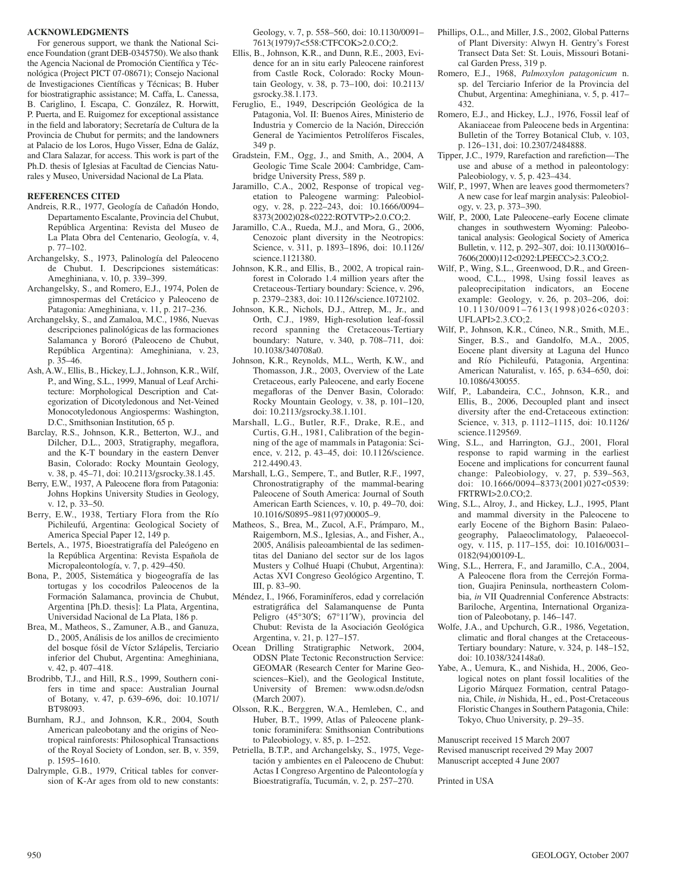## ACKNOWLEDGMENTS

For generous support, we thank the National Science Foundation (grant DEB-0345750). We also thank the Agencia Nacional de Promoción Científica y Tecnológica (Project PICT 07-08671); Consejo Nacional de Investigaciones Científicas y Técnicas; B. Huber for biostratigraphic assistance; M. Caffa, L. Canessa, B. Cariglino, I. Escapa, C. González, R. Horwitt, P. Puerta, and E. Ruigomez for exceptional assistance in the field and laboratory; Secretaría de Cultura de la Provincia de Chubut for permits; and the landowners at Palacio de los Loros, Hugo Visser, Edna de Galáz, and Clara Salazar, for access. This work is part of the Ph.D. thesis of Iglesias at Facultad de Ciencias Naturales y Museo, Universidad Nacional de La Plata.

## REFERENCES CITED

Andreis, R.R., 1977, Geología de Cañadón Hondo, Departamento Escalante, Provincia del Chubut, República Argentina: Revista del Museo de La Plata Obra del Centenario, Geología, v. 4, p. 77–102.

Archangelsky, S., 1973, Palinología del Paleoceno de Chubut. I. Descripciones sistemáticas: Ameghiniana, v. 10, p. 339–399.

Archangelsky, S., and Romero, E.J., 1974, Polen de gimnospermas del Cretácico y Paleoceno de Patagonia: Ameghiniana, v. 11, p. 217–236.

Archangelsky, S., and Zamaloa, M.C., 1986, Nuevas descripciones palinológicas de las formaciones Salamanca y Bororó (Paleoceno de Chubut, República Argentina): Ameghiniana, v. 23, p. 35–46.

Ash, A.W., Ellis, B., Hickey, L.J., Johnson, K.R., Wilf, P., and Wing, S.L., 1999, Manual of Leaf Architecture: Morphological Description and Categorization of Dicotyledonous and Net-Veined Monocotyledonous Angiosperms: Washington, D.C., Smithsonian Institution, 65 p.

Barclay, R.S., Johnson, K.R., Betterton, W.J., and Dilcher, D.L., 2003, Stratigraphy, megaflora, and the K-T boundary in the eastern Denver Basin, Colorado: Rocky Mountain Geology, v. 38, p. 45–71, doi: 10.2113/gsrocky.38.1.45.

Berry, E.W., 1937, A Paleocene flora from Patagonia: Johns Hopkins University Studies in Geology, v. 12, p. 33–50.

Berry, E.W., 1938, Tertiary Flora from the Río Pichileufú, Argentina: Geological Society of America Special Paper 12, 149 p.

Bertels, A., 1975, Bioestratigrafía del Paleógeno en la República Argentina: Revista Española de Micropaleontología, v. 7, p. 429–450.

Bona, P., 2005, Sistemática y biogeografía de las tortugas y los cocodrilos Paleocenos de la Formación Salamanca, provincia de Chubut, Argentina [Ph.D. thesis]: La Plata, Argentina, Universidad Nacional de La Plata, 186 p.

Brea, M., Matheos, S., Zamuner, A.B., and Ganuza, D., 2005, Análisis de los anillos de crecimiento del bosque fósil de Víctor Szlápelis, Terciario inferior del Chubut, Argentina: Ameghiniana, v. 42, p. 407–418.

Brodribb, T.J., and Hill, R.S., 1999, Southern conifers in time and space: Australian Journal of Botany, v. 47, p. 639–696, doi: 10.1071/BT98093.

Burnham, R.J., and Johnson, K.R., 2004, South American paleobotany and the origins of Neotropical rainforests: Philosophical Transactions of the Royal Society of London, ser. B, v. 359, p. 1595–1610.

Dalrymple, G.B., 1979, Critical tables for conversion of K-Ar ages from old to new constants: Geology, v. 7, p. 558–560, doi: 10.1130/0091–7613(1979)7<558:CTFCOK>2.0.CO;2.

Ellis, B., Johnson, K.R., and Dunn, R.E., 2003, Evidence for an in situ early Paleocene rainforest from Castle Rock, Colorado: Rocky Mountain Geology, v. 38, p. 73–100, doi: 10.2113/gsrocky.38.1.173.

Feruglio, E., 1949, Descripción Geológica de la Patagonia, Vol. II: Buenos Aires, Ministerio de Industria y Comercio de la Nación, Dirección General de Yacimientos Petrolíferos Fiscales, 349 p.

Gradstein, F.M., Ogg, J., and Smith, A., 2004, A Geologic Time Scale 2004: Cambridge, Cambridge University Press, 589 p.

Jaramillo, C.A., 2002, Response of tropical vegetation to Paleogene warming: Paleobiology, v. 28, p. 222–243, doi: 10.1666/0094–8373(2002)028<0222:ROTVTP>2.0.CO;2.

Jaramillo, C.A., Rueda, M.J., and Mora, G., 2006, Cenozoic plant diversity in the Neotropics: Science, v. 311, p. 1893–1896, doi: 10.1126/science.1121380.

Johnson, K.R., and Ellis, B., 2002, A tropical rainforest in Colorado 1.4 million years after the Cretaceous-Tertiary boundary: Science, v. 296, p. 2379–2383, doi: 10.1126/science.1072102.

Johnson, K.R., Nichols, D.J., Attrep, M., Jr., and Orth, C.J., 1989, High-resolution leaf-fossil record spanning the Cretaceous-Tertiary boundary: Nature, v. 340, p. 708–711, doi: 10.1038/340708a0.

Johnson, K.R., Reynolds, M.L., Werth, K.W., and Thomasson, J.R., 2003, Overview of the Late Cretaceous, early Paleocene, and early Eocene megafloras of the Denver Basin, Colorado: Rocky Mountain Geology, v. 38, p. 101–120, doi: 10.2113/gsrocky.38.1.101.

Marshall, L.G., Butler, R.F., Drake, R.E., and Curtis, G.H., 1981, Calibration of the beginning of the age of mammals in Patagonia: Science, v. 212, p. 43–45, doi: 10.1126/science.212.4490.43.

Marshall, L.G., Sempere, T., and Butler, R.F., 1997, Chronostratigraphy of the mammal-bearing Paleocene of South America: Journal of South American Earth Sciences, v. 10, p. 49–70, doi: 10.1016/S0895–9811(97)00005–9.

Matheos, S., Brea, M., Zucol, A.F., Prámparo, M., Raigemborn, M.S., Iglesias, A., and Fisher, A., 2005, Análisis paleoambiental de las sedimentitas del Daniano del sector sur de los lagos Musters y Colhué Huapi (Chubut, Argentina): Actas XVI Congreso Geológico Argentino, T. III, p. 83–90.

Méndez, I., 1966, Foraminíferos, edad y correlación estratigráfica del Salamanquense de Punta Peligro (45°30′S; 67°11′W), provincia del Chubut: Revista de la Asociación Geológica Argentina, v. 21, p. 127–157.

Ocean Drilling Stratigraphic Network, 2004, ODSN Plate Tectonic Reconstruction Service: GEOMAR (Research Center for Marine Geosciences–Kiel), and the Geological Institute, University of Bremen: www.odsn.de/odsn (March 2007).

Olsson, R.K., Berggren, W.A., Hemleben, C., and Huber, B.T., 1999, Atlas of Paleocene planktonic foraminifera: Smithsonian Contributions to Paleobiology, v. 85, p. 1–252.

Petriella, B.T.P., and Archangelsky, S., 1975, Vegetación y ambientes en el Paleoceno de Chubut: Actas I Congreso Argentino de Paleontología y Bioestratigrafía, Tucumán, v. 2, p. 257–270.

Phillips, O.L., and Miller, J.S., 2002, Global Patterns of Plant Diversity: Alwyn H. Gentry's Forest Transect Data Set: St. Louis, Missouri Botanical Garden Press, 319 p.

Romero, E.J., 1968, *Palmoxylon patagonicum* n. sp. del Terciario Inferior de la Provincia del Chubut, Argentina: Ameghiniana, v. 5, p. 417–432.

Romero, E.J., and Hickey, L.J., 1976, Fossil leaf of Akaniaceae from Paleocene beds in Argentina: Bulletin of the Torrey Botanical Club, v. 103, p. 126–131, doi: 10.2307/2484888.

Tipper, J.C., 1979, Rarefaction and rarefiction—The use and abuse of a method in paleontology: Paleobiology, v. 5, p. 423–434.

Wilf, P., 1997, When are leaves good thermometers? A new case for leaf margin analysis: Paleobiology, v. 23, p. 373–390.

Wilf, P., 2000, Late Paleocene–early Eocene climate changes in southwestern Wyoming: Paleobotanical analysis: Geological Society of America Bulletin, v. 112, p. 292–307, doi: 10.1130/0016–7606(2000)112<0292:LPEECC>2.3.CO;2.

Wilf, P., Wing, S.L., Greenwood, D.R., and Greenwood, C.L., 1998, Using fossil leaves as paleoprecipitation indicators, an Eocene example: Geology, v. 26, p. 203–206, doi: 10.1130/0091–7613(1998)026<0203:UFLAPI>2.3.CO;2.

Wilf, P., Johnson, K.R., Cúneo, N.R., Smith, M.E., Singer, B.S., and Gandolfo, M.A., 2005, Eocene plant diversity at Laguna del Hunco and Río Pichileufú, Patagonia, Argentina: American Naturalist, v. 165, p. 634–650, doi: 10.1086/430055.

Wilf, P., Labandeira, C.C., Johnson, K.R., and Ellis, B., 2006, Decoupled plant and insect diversity after the end-Cretaceous extinction: Science, v. 313, p. 1112–1115, doi: 10.1126/science.1129569.

Wing, S.L., and Harrington, G.J., 2001, Floral response to rapid warming in the earliest Eocene and implications for concurrent faunal change: Paleobiology, v. 27, p. 539–563, doi: 10.1666/0094–8373(2001)027<0539:FRTRWI>2.0.CO;2.

Wing, S.L., Alroy, J., and Hickey, L.J., 1995, Plant and mammal diversity in the Paleocene to early Eocene of the Bighorn Basin: Palaeogeography, Palaeoclimatology, Palaeoecology, v. 115, p. 117–155, doi: 10.1016/0031–0182(94)00109-L.

Wing, S.L., Herrera, F., and Jaramillo, C.A., 2004, A Paleocene flora from the Cerrejón Formation, Guajira Peninsula, northeastern Colombia, *in* VII Quadrennial Conference Abstracts: Bariloche, Argentina, International Organization of Paleobotany, p. 146–147.

Wolfe, J.A., and Upchurch, G.R., 1986, Vegetation, climatic and floral changes at the Cretaceous-Tertiary boundary: Nature, v. 324, p. 148–152, doi: 10.1038/324148a0.

Yabe, A., Uemura, K., and Nishida, H., 2006, Geological notes on plant fossil localities of the Ligorio Márquez Formation, central Patagonia, Chile, *in* Nishida, H., ed., Post-Cretaceous Floristic Changes in Southern Patagonia, Chile: Tokyo, Chuo University, p. 29–35.

Manuscript received 15 March 2007
Revised manuscript received 29 May 2007
Manuscript accepted 4 June 2007

Printed in USA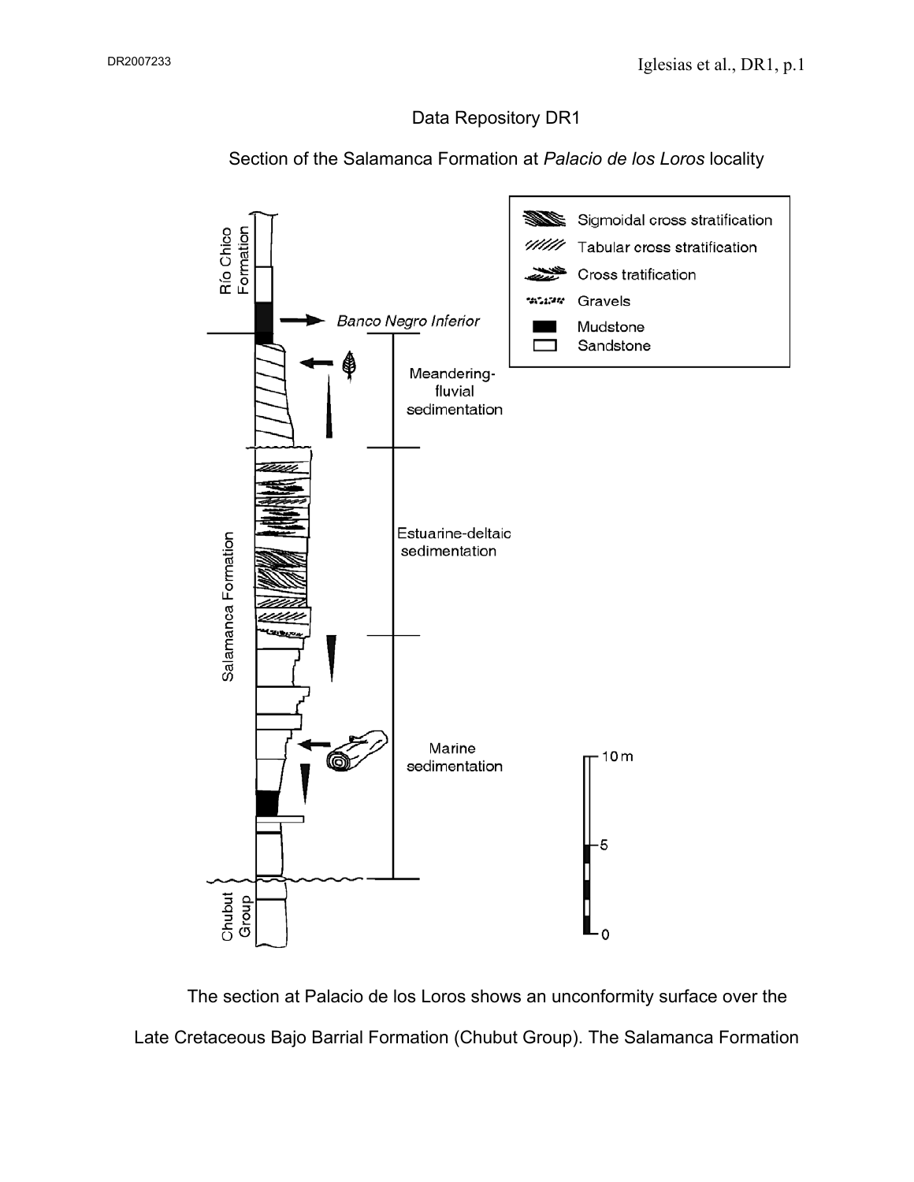Data Repository DR1

Section of the Salamanca Formation at *Palacio de los Loros* locality

Río Chico Formation

*Banco Negro Inferior*

Salamanca Formation

Meandering-fluvial sedimentation

Estuarine-deltaic sedimentation

Marine sedimentation

Chubut Group

Sigmoidal cross stratification
Tabular cross stratification
Cross tratification
Gravels
Mudstone
Sandstone

10 m
5
0

The section at Palacio de los Loros shows an unconformity surface over the Late Cretaceous Bajo Barrial Formation (Chubut Group). The Salamanca Formation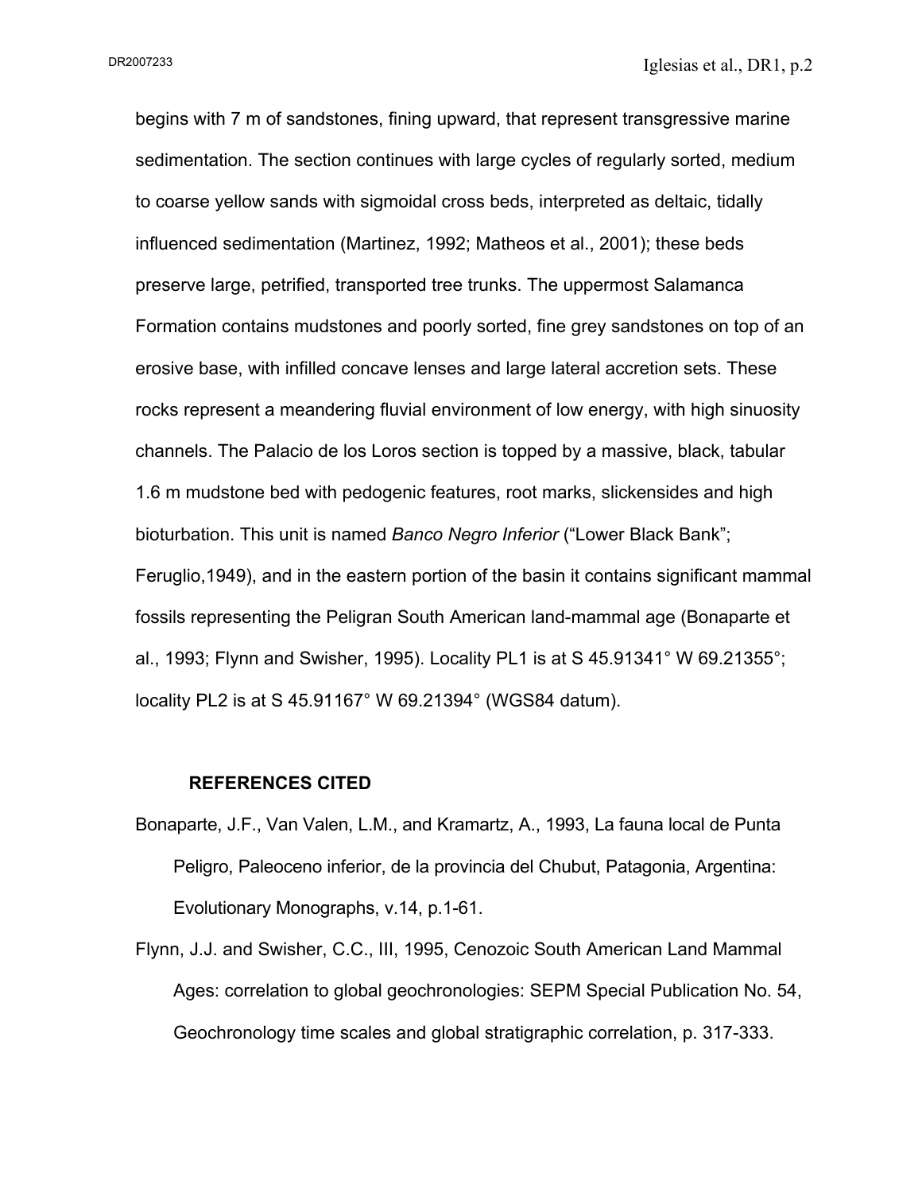begins with 7 m of sandstones, fining upward, that represent transgressive marine sedimentation. The section continues with large cycles of regularly sorted, medium to coarse yellow sands with sigmoidal cross beds, interpreted as deltaic, tidally influenced sedimentation (Martinez, 1992; Matheos et al., 2001); these beds preserve large, petrified, transported tree trunks. The uppermost Salamanca Formation contains mudstones and poorly sorted, fine grey sandstones on top of an erosive base, with infilled concave lenses and large lateral accretion sets. These rocks represent a meandering fluvial environment of low energy, with high sinuosity channels. The Palacio de los Loros section is topped by a massive, black, tabular 1.6 m mudstone bed with pedogenic features, root marks, slickensides and high bioturbation. This unit is named *Banco Negro Inferior* ("Lower Black Bank"; Feruglio,1949), and in the eastern portion of the basin it contains significant mammal fossils representing the Peligran South American land-mammal age (Bonaparte et al., 1993; Flynn and Swisher, 1995). Locality PL1 is at S 45.91341° W 69.21355°; locality PL2 is at S 45.91167° W 69.21394° (WGS84 datum).

## REFERENCES CITED

Bonaparte, J.F., Van Valen, L.M., and Kramartz, A., 1993, La fauna local de Punta Peligro, Paleoceno inferior, de la provincia del Chubut, Patagonia, Argentina: Evolutionary Monographs, v.14, p.1-61.

Flynn, J.J. and Swisher, C.C., III, 1995, Cenozoic South American Land Mammal Ages: correlation to global geochronologies: SEPM Special Publication No. 54, Geochronology time scales and global stratigraphic correlation, p. 317-333.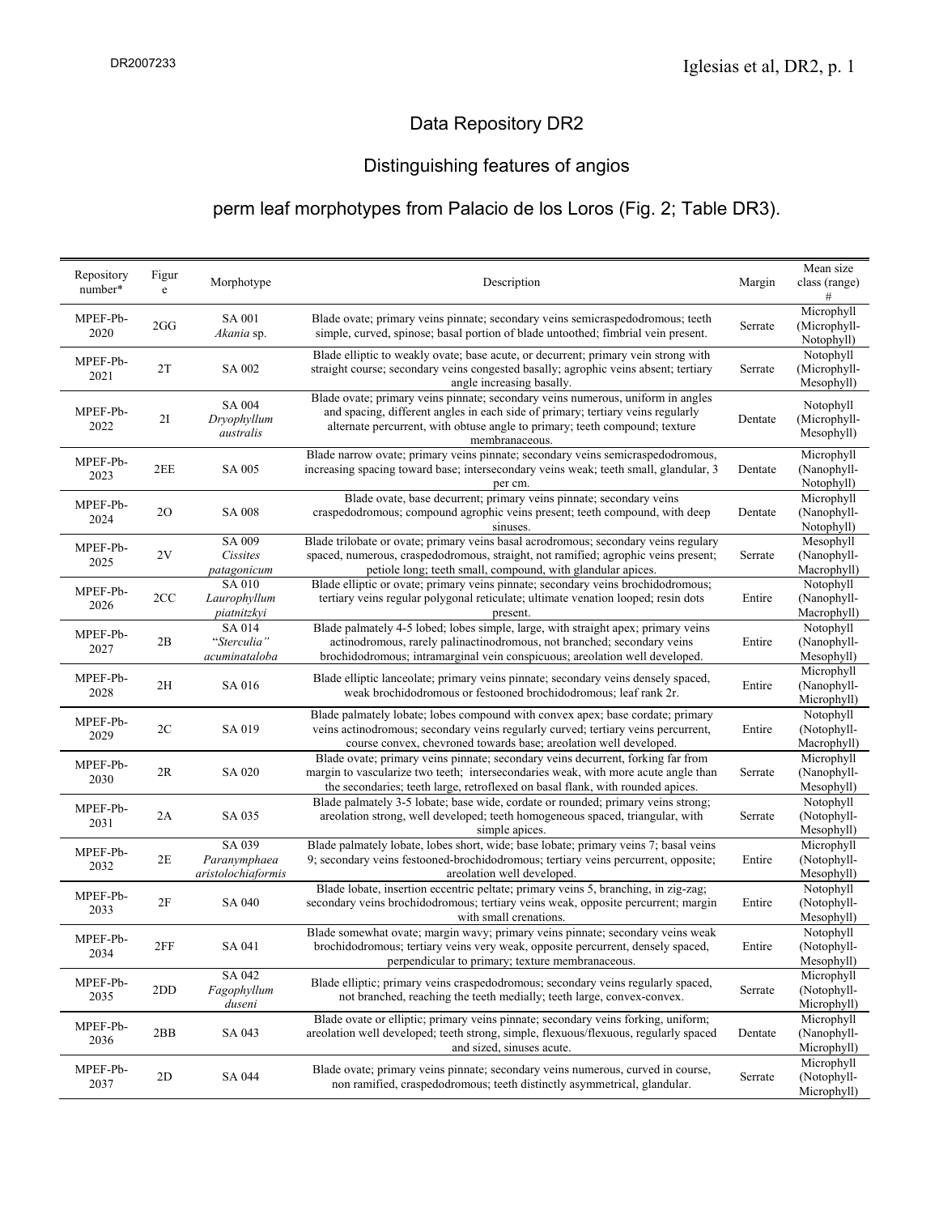# Data Repository DR2

## Distinguishing features of angios perm leaf morphotypes from Palacio de los Loros (Fig. 2; Table DR3).

| Repository number* | Figure | Morphotype | Description | Margin | Mean size class (range) # |
|---|---|---|---|---|---|
| MPEF-Pb-2020 | 2GG | SA 001 *Akania* sp. | Blade ovate; primary veins pinnate; secondary veins semicraspedodromous; teeth simple, curved, spinose; basal portion of blade untoothed; fimbrial vein present. | Serrate | Microphyll (Microphyll-Notophyll) |
| MPEF-Pb-2021 | 2T | SA 002 | Blade elliptic to weakly ovate; base acute, or decurrent; primary vein strong with straight course; secondary veins congested basally; agrophic veins absent; tertiary angle increasing basally. | Serrate | Notophyll (Microphyll-Mesophyll) |
| MPEF-Pb-2022 | 2I | SA 004 *Dryophyllum australis* | Blade ovate; primary veins pinnate; secondary veins numerous, uniform in angles and spacing, different angles in each side of primary; tertiary veins regularly alternate percurrent, with obtuse angle to primary; teeth compound; texture membranaceous. | Dentate | Notophyll (Microphyll-Mesophyll) |
| MPEF-Pb-2023 | 2EE | SA 005 | Blade narrow ovate; primary veins pinnate; secondary veins semicraspedodromous, increasing spacing toward base; intersecondary veins weak; teeth small, glandular, 3 per cm. | Dentate | Microphyll (Nanophyll-Notophyll) |
| MPEF-Pb-2024 | 2O | SA 008 | Blade ovate, base decurrent; primary veins pinnate; secondary veins craspedodromous; compound agrophic veins present; teeth compound, with deep sinuses. | Dentate | Microphyll (Nanophyll-Notophyll) |
| MPEF-Pb-2025 | 2V | SA 009 *Cissites patagonicum* | Blade trilobate or ovate; primary veins basal acrodromous; secondary veins regulary spaced, numerous, craspedodromous, straight, not ramified; agrophic veins present; petiole long; teeth small, compound, with glandular apices. | Serrate | Mesophyll (Nanophyll-Macrophyll) |
| MPEF-Pb-2026 | 2CC | SA 010 *Laurophyllum piatnitzkyi* | Blade elliptic or ovate; primary veins pinnate; secondary veins brochidodromous; tertiary veins regular polygonal reticulate; ultimate venation looped; resin dots present. | Entire | Notophyll (Nanophyll-Macrophyll) |
| MPEF-Pb-2027 | 2B | SA 014 "*Sterculia*" *acuminataloba* | Blade palmately 4-5 lobed; lobes simple, large, with straight apex; primary veins actinodromous, rarely palinactinodromous, not branched; secondary veins brochidodromous; intramarginal vein conspicuous; areolation well developed. | Entire | Notophyll (Nanophyll-Mesophyll) |
| MPEF-Pb-2028 | 2H | SA 016 | Blade elliptic lanceolate; primary veins pinnate; secondary veins densely spaced, weak brochidodromous or festooned brochidodromous; leaf rank 2r. | Entire | Microphyll (Nanophyll-Microphyll) |
| MPEF-Pb-2029 | 2C | SA 019 | Blade palmately lobate; lobes compound with convex apex; base cordate; primary veins actinodromous; secondary veins regularly curved; tertiary veins percurrent, course convex, chevroned towards base; areolation well developed. | Entire | Notophyll (Notophyll-Macrophyll) |
| MPEF-Pb-2030 | 2R | SA 020 | Blade ovate; primary veins pinnate; secondary veins decurrent, forking far from margin to vascularize two teeth; intersecondaries weak, with more acute angle than the secondaries; teeth large, retroflexed on basal flank, with rounded apices. | Serrate | Microphyll (Nanophyll-Mesophyll) |
| MPEF-Pb-2031 | 2A | SA 035 | Blade palmately 3-5 lobate; base wide, cordate or rounded; primary veins strong; areolation strong, well developed; teeth homogeneous spaced, triangular, with simple apices. | Serrate | Notophyll (Notophyll-Mesophyll) |
| MPEF-Pb-2032 | 2E | SA 039 *Paranymphaea aristolochiaformis* | Blade palmately lobate, lobes short, wide; base lobate; primary veins 7; basal veins 9; secondary veins festooned-brochidodromous; tertiary veins percurrent, opposite; areolation well developed. | Entire | Microphyll (Notophyll-Mesophyll) |
| MPEF-Pb-2033 | 2F | SA 040 | Blade lobate, insertion eccentric peltate; primary veins 5, branching, in zig-zag; secondary veins brochidodromous; tertiary veins weak, opposite percurrent; margin with small crenations. | Entire | Notophyll (Notophyll-Mesophyll) |
| MPEF-Pb-2034 | 2FF | SA 041 | Blade somewhat ovate; margin wavy; primary veins pinnate; secondary veins weak brochidodromous; tertiary veins very weak, opposite percurrent, densely spaced, perpendicular to primary; texture membranaceous. | Entire | Notophyll (Notophyll-Mesophyll) |
| MPEF-Pb-2035 | 2DD | SA 042 *Fagophyllum duseni* | Blade elliptic; primary veins craspedodromous; secondary veins regularly spaced, not branched, reaching the teeth medially; teeth large, convex-convex. | Serrate | Microphyll (Notophyll-Microphyll) |
| MPEF-Pb-2036 | 2BB | SA 043 | Blade ovate or elliptic; primary veins pinnate; secondary veins forking, uniform; areolation well developed; teeth strong, simple, flexuous/flexuous, regularly spaced and sized, sinuses acute. | Dentate | Microphyll (Nanophyll-Microphyll) |
| MPEF-Pb-2037 | 2D | SA 044 | Blade ovate; primary veins pinnate; secondary veins numerous, curved in course, non ramified, craspedodromous; teeth distinctly asymmetrical, glandular. | Serrate | Microphyll (Notophyll-Microphyll) |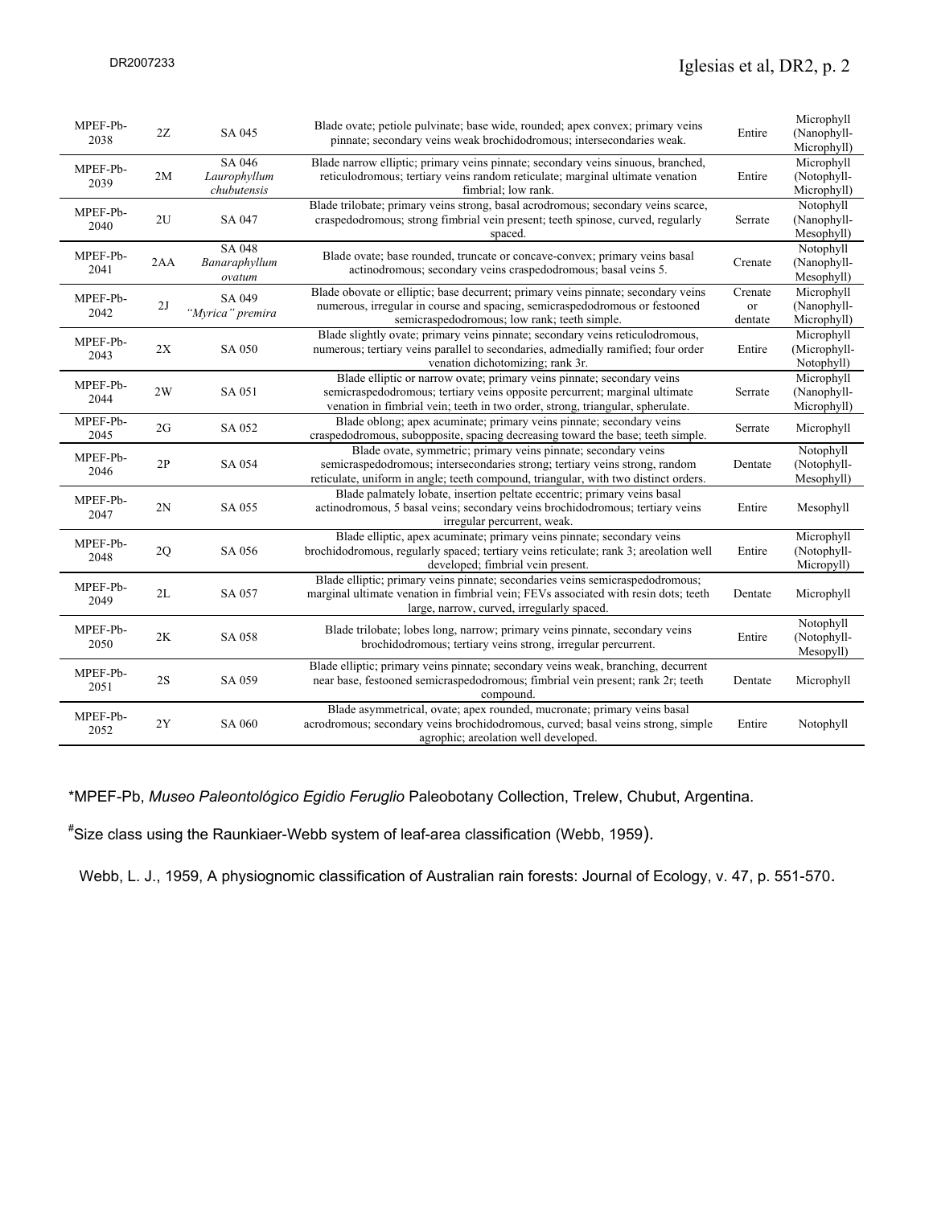| | | | | | |
|---|---|---|---|---|---|
| MPEF-Pb-2038 | 2Z | SA 045 | Blade ovate; petiole pulvinate; base wide, rounded; apex convex; primary veins pinnate; secondary veins weak brochidodromous; intersecondaries weak. | Entire | Microphyll (Nanophyll-Microphyll) |
| MPEF-Pb-2039 | 2M | SA 046 *Laurophyllum chubutensis* | Blade narrow elliptic; primary veins pinnate; secondary veins sinuous, branched, reticulodromous; tertiary veins random reticulate; marginal ultimate venation fimbrial; low rank. | Entire | Microphyll (Notophyll-Microphyll) |
| MPEF-Pb-2040 | 2U | SA 047 | Blade trilobate; primary veins strong, basal acrodromous; secondary veins scarce, craspedodromous; strong fimbrial vein present; teeth spinose, curved, regularly spaced. | Serrate | Notophyll (Nanophyll-Mesophyll) |
| MPEF-Pb-2041 | 2AA | SA 048 *Banaraphyllum ovatum* | Blade ovate; base rounded, truncate or concave-convex; primary veins basal actinodromous; secondary veins craspedodromous; basal veins 5. | Crenate | Notophyll (Nanophyll-Mesophyll) |
| MPEF-Pb-2042 | 2J | SA 049 *"Myrica" premira* | Blade obovate or elliptic; base decurrent; primary veins pinnate; secondary veins numerous, irregular in course and spacing, semicraspedodromous or festooned semicraspedodromous; low rank; teeth simple. | Crenate or dentate | Microphyll (Nanophyll-Microphyll) |
| MPEF-Pb-2043 | 2X | SA 050 | Blade slightly ovate; primary veins pinnate; secondary veins reticulodromous, numerous; tertiary veins parallel to secondaries, admedially ramified; four order venation dichotomizing; rank 3r. | Entire | Microphyll (Microphyll-Notophyll) |
| MPEF-Pb-2044 | 2W | SA 051 | Blade elliptic or narrow ovate; primary veins pinnate; secondary veins semicraspedodromous; tertiary veins opposite percurrent; marginal ultimate venation in fimbrial vein; teeth in two order, strong, triangular, spherulate. | Serrate | Microphyll (Nanophyll-Microphyll) |
| MPEF-Pb-2045 | 2G | SA 052 | Blade oblong; apex acuminate; primary veins pinnate; secondary veins craspedodromous, subopposite, spacing decreasing toward the base; teeth simple. | Serrate | Microphyll |
| MPEF-Pb-2046 | 2P | SA 054 | Blade ovate, symmetric; primary veins pinnate; secondary veins semicraspedodromous; intersecondaries strong; tertiary veins strong, random reticulate, uniform in angle; teeth compound, triangular, with two distinct orders. | Dentate | Notophyll (Notophyll-Mesophyll) |
| MPEF-Pb-2047 | 2N | SA 055 | Blade palmately lobate, insertion peltate eccentric; primary veins basal actinodromous, 5 basal veins; secondary veins brochidodromous; tertiary veins irregular percurrent, weak. | Entire | Mesophyll |
| MPEF-Pb-2048 | 2Q | SA 056 | Blade elliptic, apex acuminate; primary veins pinnate; secondary veins brochidodromous, regularly spaced; tertiary veins reticulate; rank 3; areolation well developed; fimbrial vein present. | Entire | Microphyll (Notophyll-Micropyll) |
| MPEF-Pb-2049 | 2L | SA 057 | Blade elliptic; primary veins pinnate; secondaries veins semicraspedodromous; marginal ultimate venation in fimbrial vein; FEVs associated with resin dots; teeth large, narrow, curved, irregularly spaced. | Dentate | Microphyll |
| MPEF-Pb-2050 | 2K | SA 058 | Blade trilobate; lobes long, narrow; primary veins pinnate, secondary veins brochidodromous; tertiary veins strong, irregular percurrent. | Entire | Notophyll (Notophyll-Mesopyll) |
| MPEF-Pb-2051 | 2S | SA 059 | Blade elliptic; primary veins pinnate; secondary veins weak, branching, decurrent near base, festooned semicraspedodromous; fimbrial vein present; rank 2r; teeth compound. | Dentate | Microphyll |
| MPEF-Pb-2052 | 2Y | SA 060 | Blade asymmetrical, ovate; apex rounded, mucronate; primary veins basal acrodromous; secondary veins brochidodromous, curved; basal veins strong, simple agrophic; areolation well developed. | Entire | Notophyll |

*MPEF-Pb, *Museo Paleontológico Egidio Feruglio* Paleobotany Collection, Trelew, Chubut, Argentina.

#Size class using the Raunkiaer-Webb system of leaf-area classification (Webb, 1959).

Webb, L. J., 1959, A physiognomic classification of Australian rain forests: Journal of Ecology, v. 47, p. 551-570.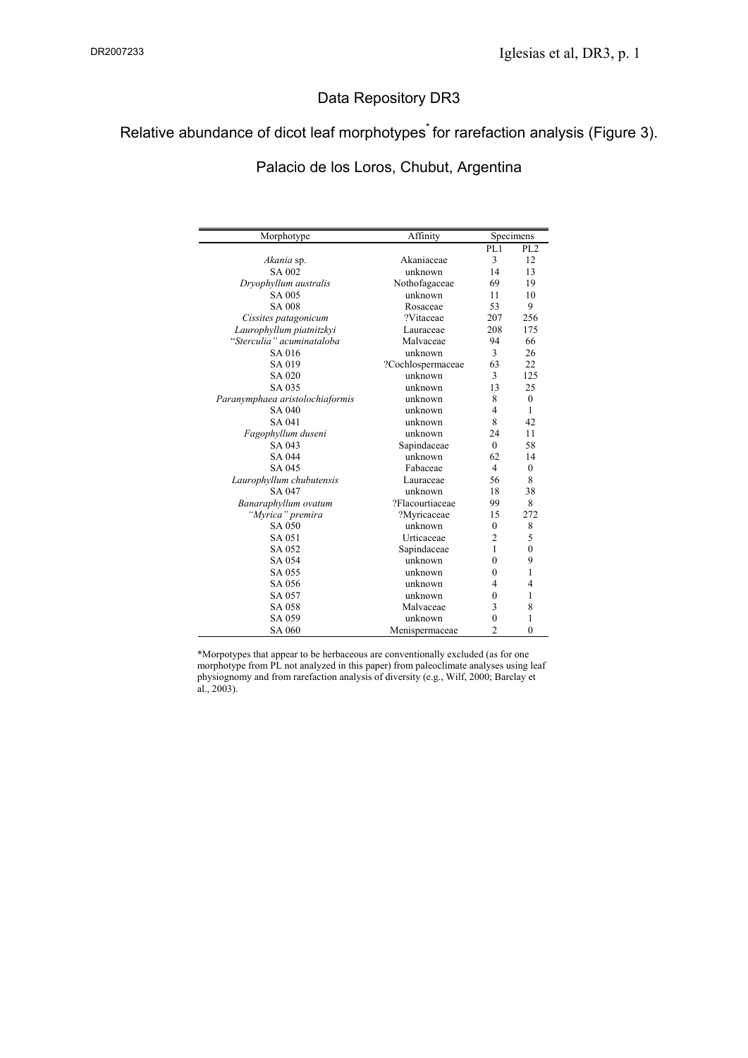# Data Repository DR3

## Relative abundance of dicot leaf morphotypes* for rarefaction analysis (Figure 3).

## Palacio de los Loros, Chubut, Argentina

| Morphotype | Affinity | Specimens | |
|---|---|---|---|
| | | PL1 | PL2 |
| *Akania* sp. | Akaniaceae | 3 | 12 |
| SA 002 | unknown | 14 | 13 |
| *Dryophyllum australis* | Nothofagaceae | 69 | 19 |
| SA 005 | unknown | 11 | 10 |
| SA 008 | Rosaceae | 53 | 9 |
| *Cissites patagonicum* | ?Vitaceae | 207 | 256 |
| *Laurophyllum piatnitzkyi* | Lauraceae | 208 | 175 |
| "*Sterculia*" *acuminataloba* | Malvaceae | 94 | 66 |
| SA 016 | unknown | 3 | 26 |
| SA 019 | ?Cochlospermaceae | 63 | 22 |
| SA 020 | unknown | 3 | 125 |
| SA 035 | unknown | 13 | 25 |
| *Paranymphaea aristolochiaformis* | unknown | 8 | 0 |
| SA 040 | unknown | 4 | 1 |
| SA 041 | unknown | 8 | 42 |
| *Fagophyllum duseni* | unknown | 24 | 11 |
| SA 043 | Sapindaceae | 0 | 58 |
| SA 044 | unknown | 62 | 14 |
| SA 045 | Fabaceae | 4 | 0 |
| *Laurophyllum chubutensis* | Lauraceae | 56 | 8 |
| SA 047 | unknown | 18 | 38 |
| *Banaraphyllum ovatum* | ?Flacourtiaceae | 99 | 8 |
| *"Myrica" premira* | ?Myricaceae | 15 | 272 |
| SA 050 | unknown | 0 | 8 |
| SA 051 | Urticaceae | 2 | 5 |
| SA 052 | Sapindaceae | 1 | 0 |
| SA 054 | unknown | 0 | 9 |
| SA 055 | unknown | 0 | 1 |
| SA 056 | unknown | 4 | 4 |
| SA 057 | unknown | 0 | 1 |
| SA 058 | Malvaceae | 3 | 8 |
| SA 059 | unknown | 0 | 1 |
| SA 060 | Menispermaceae | 2 | 0 |

*Morpotypes that appear to be herbaceous are conventionally excluded (as for one morphotype from PL not analyzed in this paper) from paleoclimate analyses using leaf physiognomy and from rarefaction analysis of diversity (e.g., Wilf, 2000; Barclay et al., 2003).